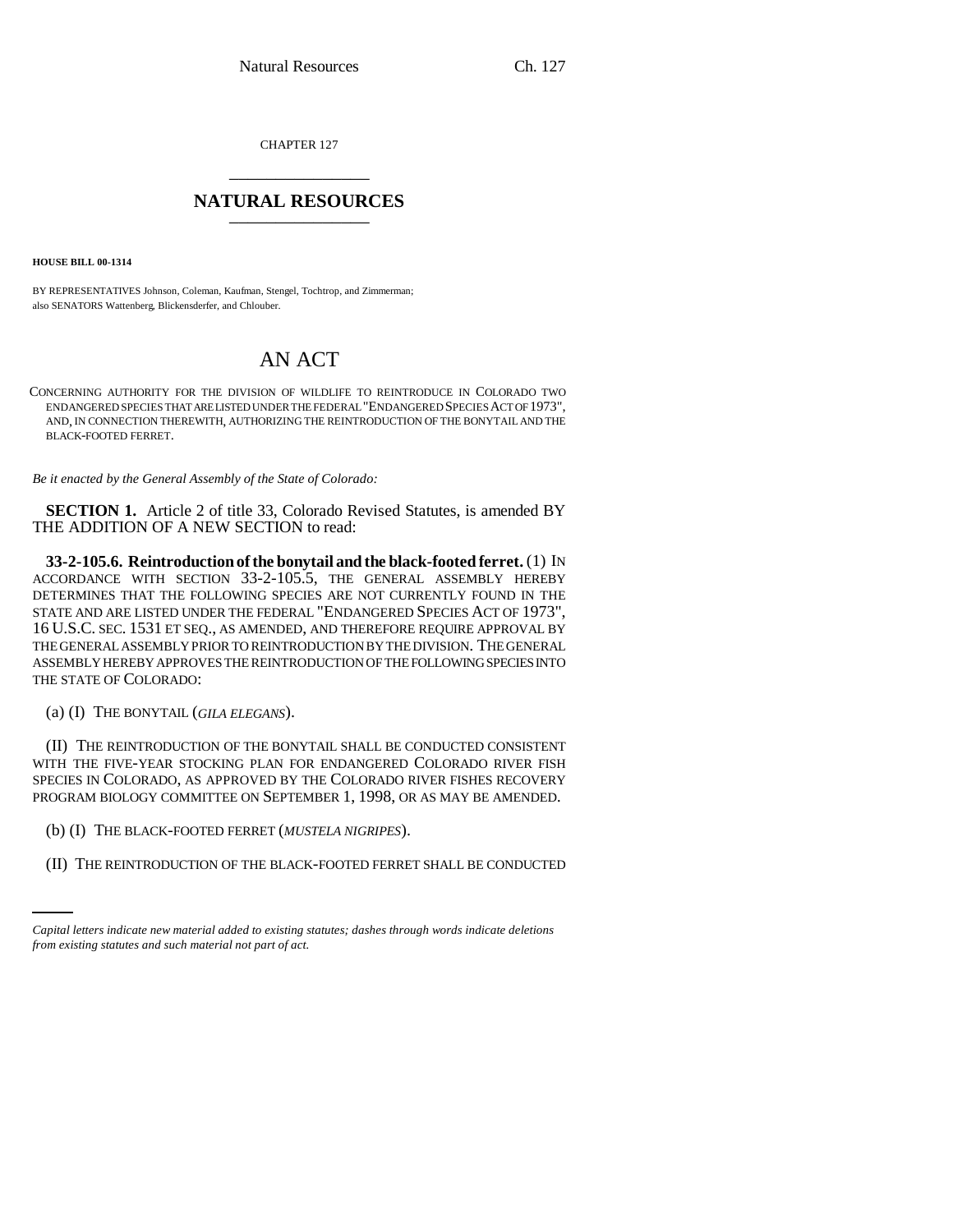CHAPTER 127

## NATURAL RESOURCES

**HOUSE BILL 00-1314**

BY REPRESENTATIVES Johnson, Coleman, Kaufman, Stengel, Tochtrop, and Zimmerman;
also SENATORS Wattenberg, Blickensderfer, and Chlouber.

# AN ACT

CONCERNING AUTHORITY FOR THE DIVISION OF WILDLIFE TO REINTRODUCE IN COLORADO TWO ENDANGERED SPECIES THAT ARE LISTED UNDER THE FEDERAL "ENDANGERED SPECIES ACT OF 1973", AND, IN CONNECTION THEREWITH, AUTHORIZING THE REINTRODUCTION OF THE BONYTAIL AND THE BLACK-FOOTED FERRET.

*Be it enacted by the General Assembly of the State of Colorado:*

**SECTION 1.** Article 2 of title 33, Colorado Revised Statutes, is amended BY THE ADDITION OF A NEW SECTION to read:

**33-2-105.6. Reintroduction of the bonytail and the black-footed ferret.** (1) IN ACCORDANCE WITH SECTION 33-2-105.5, THE GENERAL ASSEMBLY HEREBY DETERMINES THAT THE FOLLOWING SPECIES ARE NOT CURRENTLY FOUND IN THE STATE AND ARE LISTED UNDER THE FEDERAL "ENDANGERED SPECIES ACT OF 1973", 16 U.S.C. SEC. 1531 ET SEQ., AS AMENDED, AND THEREFORE REQUIRE APPROVAL BY THE GENERAL ASSEMBLY PRIOR TO REINTRODUCTION BY THE DIVISION. THE GENERAL ASSEMBLY HEREBY APPROVES THE REINTRODUCTION OF THE FOLLOWING SPECIES INTO THE STATE OF COLORADO:

(a) (I) THE BONYTAIL (*GILA ELEGANS*).

(II) THE REINTRODUCTION OF THE BONYTAIL SHALL BE CONDUCTED CONSISTENT WITH THE FIVE-YEAR STOCKING PLAN FOR ENDANGERED COLORADO RIVER FISH SPECIES IN COLORADO, AS APPROVED BY THE COLORADO RIVER FISHES RECOVERY PROGRAM BIOLOGY COMMITTEE ON SEPTEMBER 1, 1998, OR AS MAY BE AMENDED.

(b) (I) THE BLACK-FOOTED FERRET (*MUSTELA NIGRIPES*).

(II) THE REINTRODUCTION OF THE BLACK-FOOTED FERRET SHALL BE CONDUCTED

*Capital letters indicate new material added to existing statutes; dashes through words indicate deletions from existing statutes and such material not part of act.*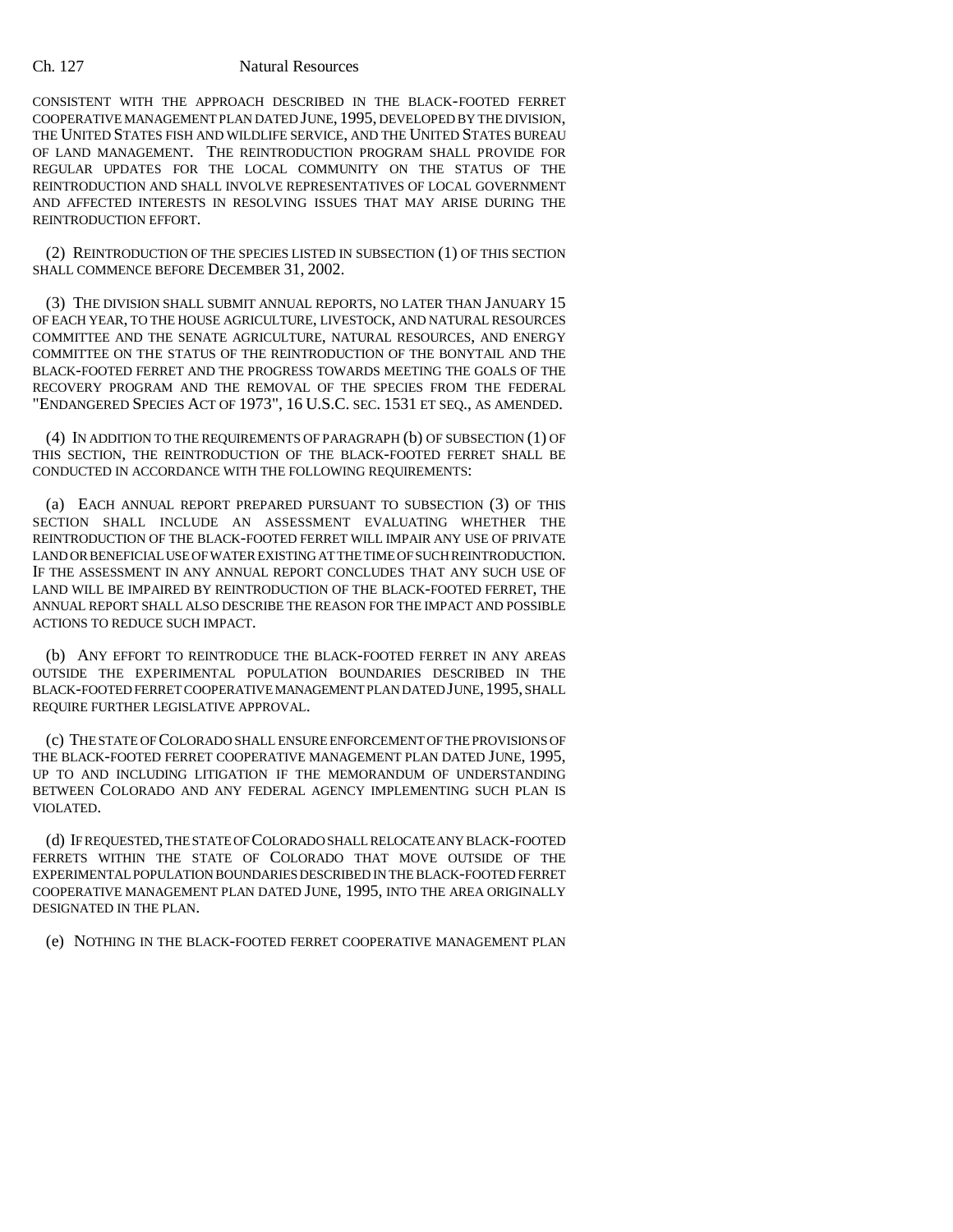CONSISTENT WITH THE APPROACH DESCRIBED IN THE BLACK-FOOTED FERRET COOPERATIVE MANAGEMENT PLAN DATED JUNE, 1995, DEVELOPED BY THE DIVISION, THE UNITED STATES FISH AND WILDLIFE SERVICE, AND THE UNITED STATES BUREAU OF LAND MANAGEMENT. THE REINTRODUCTION PROGRAM SHALL PROVIDE FOR REGULAR UPDATES FOR THE LOCAL COMMUNITY ON THE STATUS OF THE REINTRODUCTION AND SHALL INVOLVE REPRESENTATIVES OF LOCAL GOVERNMENT AND AFFECTED INTERESTS IN RESOLVING ISSUES THAT MAY ARISE DURING THE REINTRODUCTION EFFORT.

(2) REINTRODUCTION OF THE SPECIES LISTED IN SUBSECTION (1) OF THIS SECTION SHALL COMMENCE BEFORE DECEMBER 31, 2002.

(3) THE DIVISION SHALL SUBMIT ANNUAL REPORTS, NO LATER THAN JANUARY 15 OF EACH YEAR, TO THE HOUSE AGRICULTURE, LIVESTOCK, AND NATURAL RESOURCES COMMITTEE AND THE SENATE AGRICULTURE, NATURAL RESOURCES, AND ENERGY COMMITTEE ON THE STATUS OF THE REINTRODUCTION OF THE BONYTAIL AND THE BLACK-FOOTED FERRET AND THE PROGRESS TOWARDS MEETING THE GOALS OF THE RECOVERY PROGRAM AND THE REMOVAL OF THE SPECIES FROM THE FEDERAL "ENDANGERED SPECIES ACT OF 1973", 16 U.S.C. SEC. 1531 ET SEQ., AS AMENDED.

(4) IN ADDITION TO THE REQUIREMENTS OF PARAGRAPH (b) OF SUBSECTION (1) OF THIS SECTION, THE REINTRODUCTION OF THE BLACK-FOOTED FERRET SHALL BE CONDUCTED IN ACCORDANCE WITH THE FOLLOWING REQUIREMENTS:

(a) EACH ANNUAL REPORT PREPARED PURSUANT TO SUBSECTION (3) OF THIS SECTION SHALL INCLUDE AN ASSESSMENT EVALUATING WHETHER THE REINTRODUCTION OF THE BLACK-FOOTED FERRET WILL IMPAIR ANY USE OF PRIVATE LAND OR BENEFICIAL USE OF WATER EXISTING AT THE TIME OF SUCH REINTRODUCTION. IF THE ASSESSMENT IN ANY ANNUAL REPORT CONCLUDES THAT ANY SUCH USE OF LAND WILL BE IMPAIRED BY REINTRODUCTION OF THE BLACK-FOOTED FERRET, THE ANNUAL REPORT SHALL ALSO DESCRIBE THE REASON FOR THE IMPACT AND POSSIBLE ACTIONS TO REDUCE SUCH IMPACT.

(b) ANY EFFORT TO REINTRODUCE THE BLACK-FOOTED FERRET IN ANY AREAS OUTSIDE THE EXPERIMENTAL POPULATION BOUNDARIES DESCRIBED IN THE BLACK-FOOTED FERRET COOPERATIVE MANAGEMENT PLAN DATED JUNE, 1995, SHALL REQUIRE FURTHER LEGISLATIVE APPROVAL.

(c) THE STATE OF COLORADO SHALL ENSURE ENFORCEMENT OF THE PROVISIONS OF THE BLACK-FOOTED FERRET COOPERATIVE MANAGEMENT PLAN DATED JUNE, 1995, UP TO AND INCLUDING LITIGATION IF THE MEMORANDUM OF UNDERSTANDING BETWEEN COLORADO AND ANY FEDERAL AGENCY IMPLEMENTING SUCH PLAN IS VIOLATED.

(d) IF REQUESTED, THE STATE OF COLORADO SHALL RELOCATE ANY BLACK-FOOTED FERRETS WITHIN THE STATE OF COLORADO THAT MOVE OUTSIDE OF THE EXPERIMENTAL POPULATION BOUNDARIES DESCRIBED IN THE BLACK-FOOTED FERRET COOPERATIVE MANAGEMENT PLAN DATED JUNE, 1995, INTO THE AREA ORIGINALLY DESIGNATED IN THE PLAN.

(e) NOTHING IN THE BLACK-FOOTED FERRET COOPERATIVE MANAGEMENT PLAN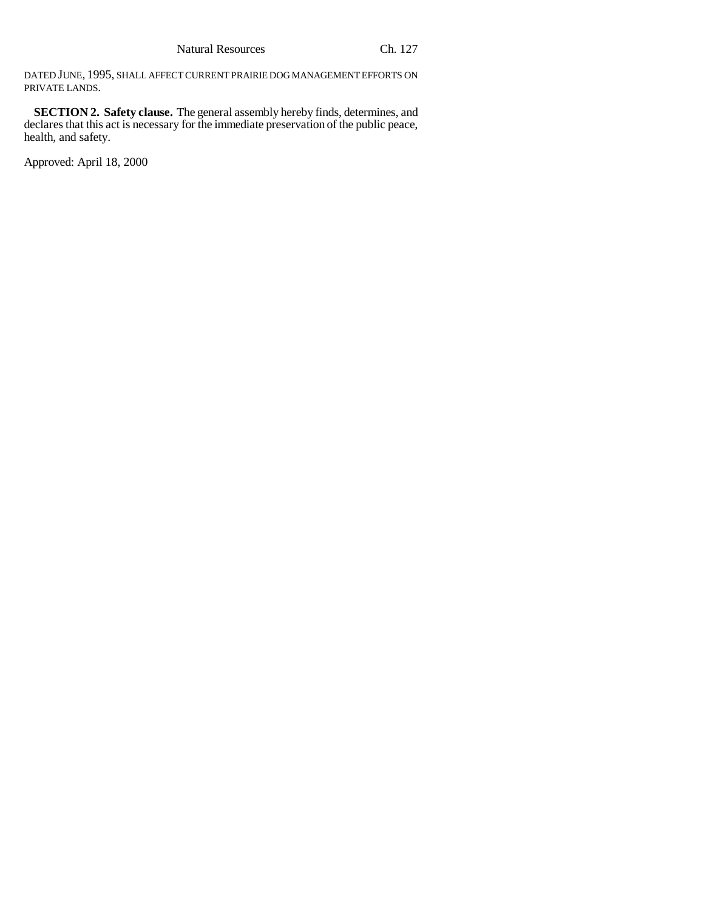DATED JUNE, 1995, SHALL AFFECT CURRENT PRAIRIE DOG MANAGEMENT EFFORTS ON PRIVATE LANDS.

**SECTION 2. Safety clause.** The general assembly hereby finds, determines, and declares that this act is necessary for the immediate preservation of the public peace, health, and safety.

Approved: April 18, 2000